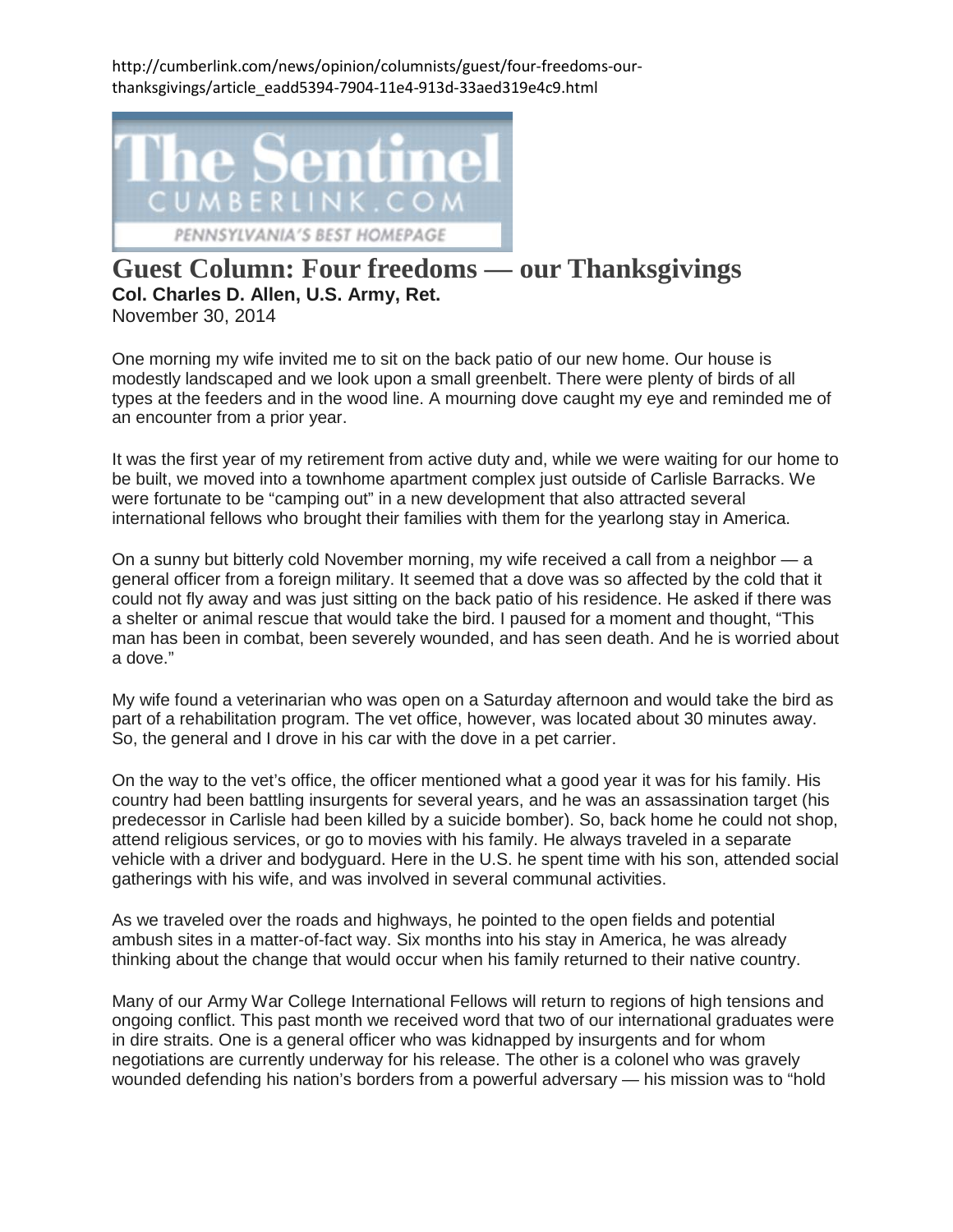http://cumberlink.com/news/opinion/columnists/guest/four-freedoms-our-thanksgivings/article_eadd5394-7904-11e4-913d-33aed319e4c9.html

The Sentinel
CUMBERLINK.COM
PENNSYLVANIA'S BEST HOMEPAGE

# Guest Column: Four freedoms — our Thanksgivings

**Col. Charles D. Allen, U.S. Army, Ret.**

November 30, 2014

One morning my wife invited me to sit on the back patio of our new home. Our house is modestly landscaped and we look upon a small greenbelt. There were plenty of birds of all types at the feeders and in the wood line. A mourning dove caught my eye and reminded me of an encounter from a prior year.

It was the first year of my retirement from active duty and, while we were waiting for our home to be built, we moved into a townhome apartment complex just outside of Carlisle Barracks. We were fortunate to be "camping out" in a new development that also attracted several international fellows who brought their families with them for the yearlong stay in America.

On a sunny but bitterly cold November morning, my wife received a call from a neighbor — a general officer from a foreign military. It seemed that a dove was so affected by the cold that it could not fly away and was just sitting on the back patio of his residence. He asked if there was a shelter or animal rescue that would take the bird. I paused for a moment and thought, "This man has been in combat, been severely wounded, and has seen death. And he is worried about a dove."

My wife found a veterinarian who was open on a Saturday afternoon and would take the bird as part of a rehabilitation program. The vet office, however, was located about 30 minutes away. So, the general and I drove in his car with the dove in a pet carrier.

On the way to the vet's office, the officer mentioned what a good year it was for his family. His country had been battling insurgents for several years, and he was an assassination target (his predecessor in Carlisle had been killed by a suicide bomber). So, back home he could not shop, attend religious services, or go to movies with his family. He always traveled in a separate vehicle with a driver and bodyguard. Here in the U.S. he spent time with his son, attended social gatherings with his wife, and was involved in several communal activities.

As we traveled over the roads and highways, he pointed to the open fields and potential ambush sites in a matter-of-fact way. Six months into his stay in America, he was already thinking about the change that would occur when his family returned to their native country.

Many of our Army War College International Fellows will return to regions of high tensions and ongoing conflict. This past month we received word that two of our international graduates were in dire straits. One is a general officer who was kidnapped by insurgents and for whom negotiations are currently underway for his release. The other is a colonel who was gravely wounded defending his nation's borders from a powerful adversary — his mission was to "hold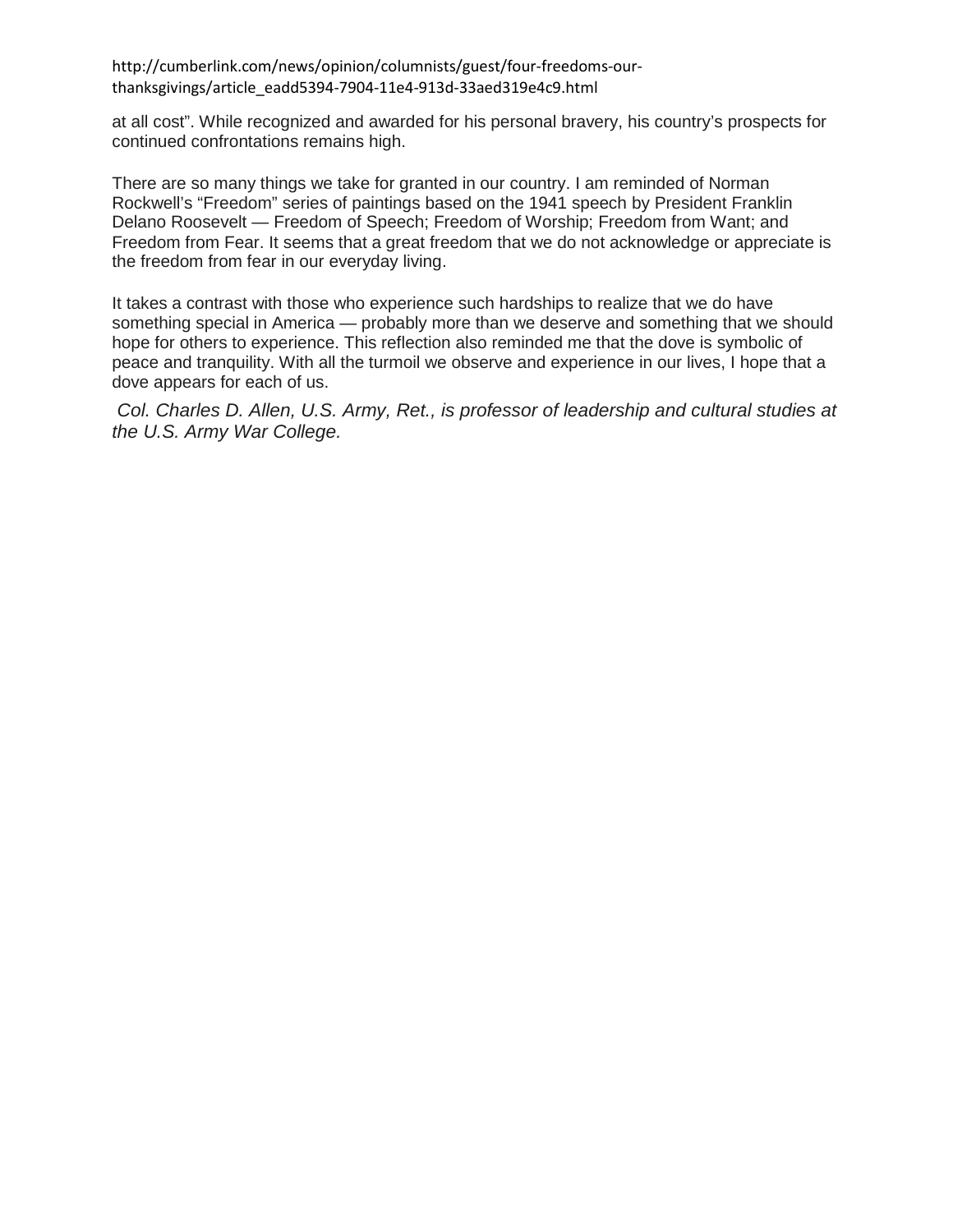at all cost". While recognized and awarded for his personal bravery, his country's prospects for continued confrontations remains high.

There are so many things we take for granted in our country. I am reminded of Norman Rockwell's "Freedom" series of paintings based on the 1941 speech by President Franklin Delano Roosevelt — Freedom of Speech; Freedom of Worship; Freedom from Want; and Freedom from Fear. It seems that a great freedom that we do not acknowledge or appreciate is the freedom from fear in our everyday living.

It takes a contrast with those who experience such hardships to realize that we do have something special in America — probably more than we deserve and something that we should hope for others to experience. This reflection also reminded me that the dove is symbolic of peace and tranquility. With all the turmoil we observe and experience in our lives, I hope that a dove appears for each of us.

*Col. Charles D. Allen, U.S. Army, Ret., is professor of leadership and cultural studies at the U.S. Army War College.*